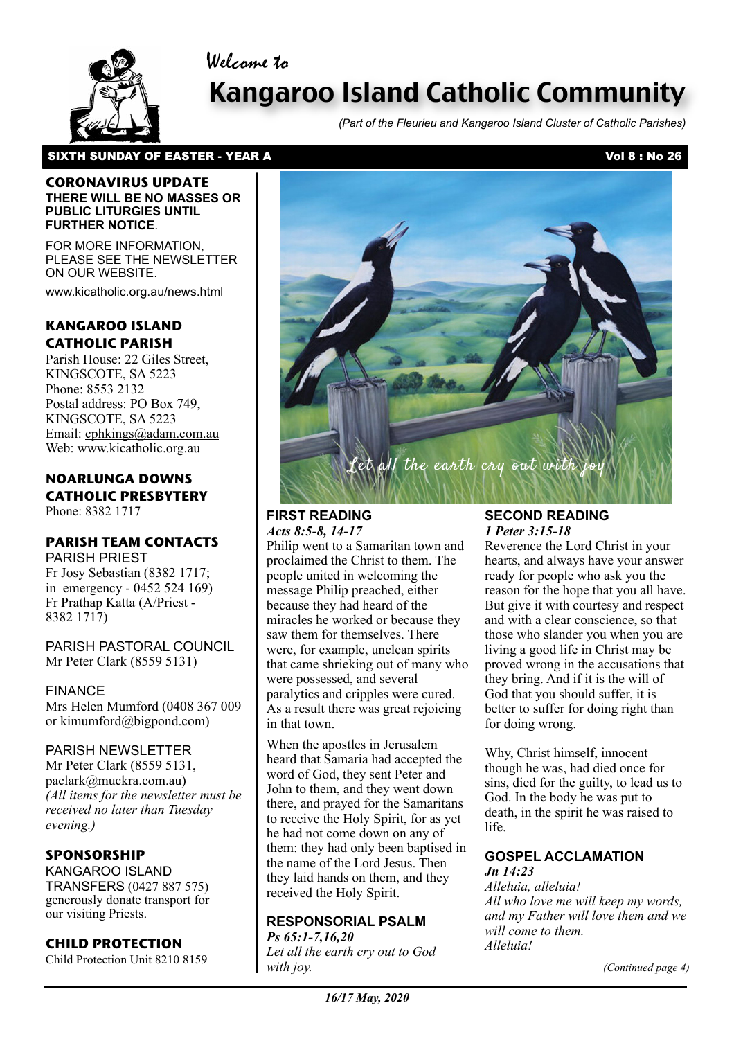Welcome to

# Kangaroo Island Catholic Community

*(Part of the Fleurieu and Kangaroo Island Cluster of Catholic Parishes)*

**SIXTH SUNDAY OF EASTER - YEAR A** **Vol 8 : No 26**

## CORONAVIRUS UPDATE

**THERE WILL BE NO MASSES OR PUBLIC LITURGIES UNTIL FURTHER NOTICE**.

FOR MORE INFORMATION, PLEASE SEE THE NEWSLETTER ON OUR WEBSITE.

www.kicatholic.org.au/news.html

## KANGAROO ISLAND CATHOLIC PARISH

Parish House: 22 Giles Street, KINGSCOTE, SA 5223
Phone: 8553 2132
Postal address: PO Box 749, KINGSCOTE, SA 5223
Email: cphkings@adam.com.au
Web: www.kicatholic.org.au

## NOARLUNGA DOWNS CATHOLIC PRESBYTERY

Phone: 8382 1717

## PARISH TEAM CONTACTS

PARISH PRIEST
Fr Josy Sebastian (8382 1717; in emergency - 0452 524 169)
Fr Prathap Katta (A/Priest - 8382 1717)

PARISH PASTORAL COUNCIL
Mr Peter Clark (8559 5131)

FINANCE
Mrs Helen Mumford (0408 367 009 or kimumford@bigpond.com)

PARISH NEWSLETTER
Mr Peter Clark (8559 5131, paclark@muckra.com.au)
*(All items for the newsletter must be received no later than Tuesday evening.)*

## SPONSORSHIP

KANGAROO ISLAND TRANSFERS (0427 887 575) generously donate transport for our visiting Priests.

## CHILD PROTECTION

Child Protection Unit 8210 8159

Let all the earth cry out with joy

### FIRST READING

***Acts 8:5-8, 14-17***

Philip went to a Samaritan town and proclaimed the Christ to them. The people united in welcoming the message Philip preached, either because they had heard of the miracles he worked or because they saw them for themselves. There were, for example, unclean spirits that came shrieking out of many who were possessed, and several paralytics and cripples were cured. As a result there was great rejoicing in that town.

When the apostles in Jerusalem heard that Samaria had accepted the word of God, they sent Peter and John to them, and they went down there, and prayed for the Samaritans to receive the Holy Spirit, for as yet he had not come down on any of them: they had only been baptised in the name of the Lord Jesus. Then they laid hands on them, and they received the Holy Spirit.

### RESPONSORIAL PSALM

***Ps 65:1-7,16,20***

*Let all the earth cry out to God with joy.*

### SECOND READING

***1 Peter 3:15-18***

Reverence the Lord Christ in your hearts, and always have your answer ready for people who ask you the reason for the hope that you all have. But give it with courtesy and respect and with a clear conscience, so that those who slander you when you are living a good life in Christ may be proved wrong in the accusations that they bring. And if it is the will of God that you should suffer, it is better to suffer for doing right than for doing wrong.

Why, Christ himself, innocent though he was, had died once for sins, died for the guilty, to lead us to God. In the body he was put to death, in the spirit he was raised to life.

### GOSPEL ACCLAMATION

***Jn 14:23***

*Alleluia, alleluia!*
*All who love me will keep my words, and my Father will love them and we will come to them.*
*Alleluia!*

*(Continued page 4)*

*16/17 May, 2020*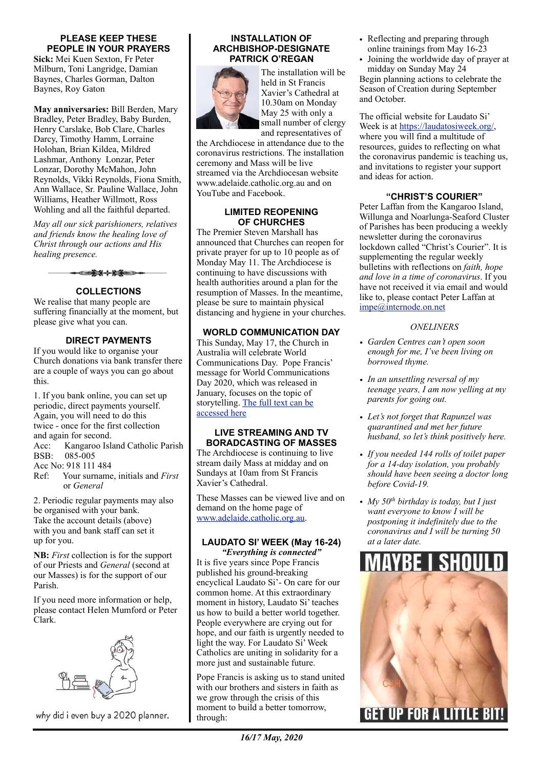## PLEASE KEEP THESE PEOPLE IN YOUR PRAYERS

**Sick:** Mei Kuen Sexton, Fr Peter Milburn, Toni Langridge, Damian Baynes, Charles Gorman, Dalton Baynes, Roy Gaton

**May anniversaries:** Bill Berden, Mary Bradley, Peter Bradley, Baby Burden, Henry Carslake, Bob Clare, Charles Darcy, Timothy Hamm, Lorraine Holohan, Brian Kildea, Mildred Lashmar, Anthony Lonzar, Peter Lonzar, Dorothy McMahon, John Reynolds, Vikki Reynolds, Fiona Smith, Ann Wallace, Sr. Pauline Wallace, John Williams, Heather Willmott, Ross Wohling and all the faithful departed.

*May all our sick parishioners, relatives and friends know the healing love of Christ through our actions and His healing presence.*

## COLLECTIONS

We realise that many people are suffering financially at the moment, but please give what you can.

## DIRECT PAYMENTS

If you would like to organise your Church donations via bank transfer there are a couple of ways you can go about this.

1. If you bank online, you can set up periodic, direct payments yourself. Again, you will need to do this twice - once for the first collection and again for second.

Acc: Kangaroo Island Catholic Parish
BSB: 085-005
Acc No: 918 111 484
Ref: Your surname, initials and *First* or *General*

2. Periodic regular payments may also be organised with your bank. Take the account details (above) with you and bank staff can set it up for you.

**NB:** *First* collection is for the support of our Priests and *General* (second at our Masses) is for the support of our Parish.

If you need more information or help, please contact Helen Mumford or Peter Clark.

why did i even buy a 2020 planner.

## INSTALLATION OF ARCHBISHOP-DESIGNATE PATRICK O'REGAN

The installation will be held in St Francis Xavier's Cathedral at 10.30am on Monday May 25 with only a small number of clergy and representatives of the Archdiocese in attendance due to the coronavirus restrictions. The installation ceremony and Mass will be live streamed via the Archdiocesan website www.adelaide.catholic.org.au and on YouTube and Facebook.

## LIMITED REOPENING OF CHURCHES

The Premier Steven Marshall has announced that Churches can reopen for private prayer for up to 10 people as of Monday May 11. The Archdiocese is continuing to have discussions with health authorities around a plan for the resumption of Masses. In the meantime, please be sure to maintain physical distancing and hygiene in your churches.

## WORLD COMMUNICATION DAY

This Sunday, May 17, the Church in Australia will celebrate World Communications Day. Pope Francis' message for World Communications Day 2020, which was released in January, focuses on the topic of storytelling. [The full text can be accessed here]

## LIVE STREAMING AND TV BORADCASTING OF MASSES

The Archdiocese is continuing to live stream daily Mass at midday and on Sundays at 10am from St Francis Xavier's Cathedral.

These Masses can be viewed live and on demand on the home page of www.adelaide.catholic.org.au.

## LAUDATO SI' WEEK (May 16-24)

*"Everything is connected"*

It is five years since Pope Francis published his ground-breaking encyclical Laudato Si'- On care for our common home. At this extraordinary moment in history, Laudato Si' teaches us how to build a better world together. People everywhere are crying out for hope, and our faith is urgently needed to light the way. For Laudato Si' Week Catholics are uniting in solidarity for a more just and sustainable future.

Pope Francis is asking us to stand united with our brothers and sisters in faith as we grow through the crisis of this moment to build a better tomorrow, through:

- Reflecting and preparing through online trainings from May 16-23
- Joining the worldwide day of prayer at midday on Sunday May 24

Begin planning actions to celebrate the Season of Creation during September and October.

The official website for Laudato Si' Week is at https://laudatosiweek.org/, where you will find a multitude of resources, guides to reflecting on what the coronavirus pandemic is teaching us, and invitations to register your support and ideas for action.

## "CHRIST'S COURIER"

Peter Laffan from the Kangaroo Island, Willunga and Noarlunga-Seaford Cluster of Parishes has been producing a weekly newsletter during the coronavirus lockdown called "Christ's Courier". It is supplementing the regular weekly bulletins with reflections on *faith, hope and love in a time of coronavirus*. If you have not received it via email and would like to, please contact Peter Laffan at impe@internode.on.net

*ONELINERS*

- *Garden Centres can't open soon enough for me, I've been living on borrowed thyme.*
- *In an unsettling reversal of my teenage years, I am now yelling at my parents for going out.*
- *Let's not forget that Rapunzel was quarantined and met her future husband, so let's think positively here.*
- *If you needed 144 rolls of toilet paper for a 14-day isolation, you probably should have been seeing a doctor long before Covid-19.*
- *My 50th birthday is today, but I just want everyone to know I will be postponing it indefinitely due to the coronavirus and I will be turning 50 at a later date.*

MAYBE I SHOULD GET UP FOR A LITTLE BIT!

16/17 May, 2020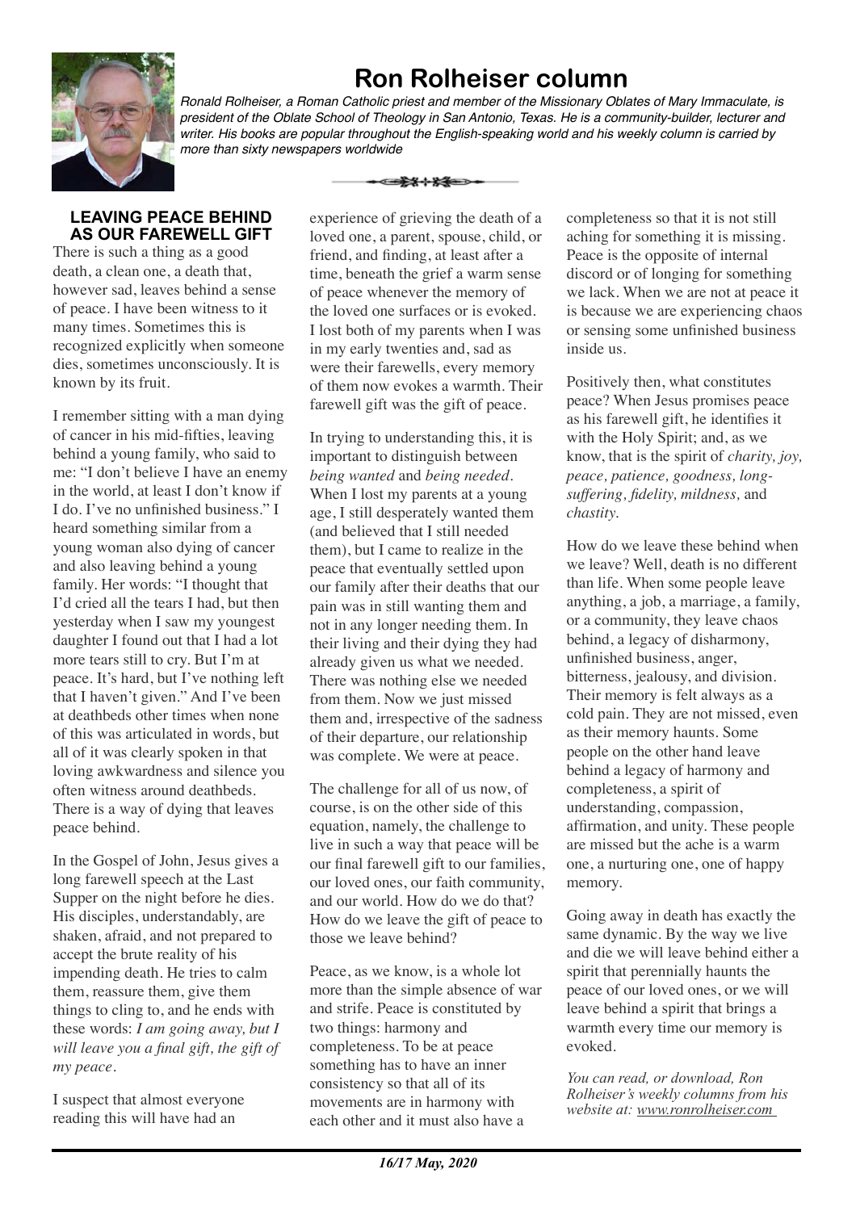# Ron Rolheiser column

*Ronald Rolheiser, a Roman Catholic priest and member of the Missionary Oblates of Mary Immaculate, is president of the Oblate School of Theology in San Antonio, Texas. He is a community-builder, lecturer and writer. His books are popular throughout the English-speaking world and his weekly column is carried by more than sixty newspapers worldwide*

## LEAVING PEACE BEHIND AS OUR FAREWELL GIFT

There is such a thing as a good death, a clean one, a death that, however sad, leaves behind a sense of peace. I have been witness to it many times. Sometimes this is recognized explicitly when someone dies, sometimes unconsciously. It is known by its fruit.

I remember sitting with a man dying of cancer in his mid-fifties, leaving behind a young family, who said to me: "I don't believe I have an enemy in the world, at least I don't know if I do. I've no unfinished business." I heard something similar from a young woman also dying of cancer and also leaving behind a young family. Her words: "I thought that I'd cried all the tears I had, but then yesterday when I saw my youngest daughter I found out that I had a lot more tears still to cry. But I'm at peace. It's hard, but I've nothing left that I haven't given." And I've been at deathbeds other times when none of this was articulated in words, but all of it was clearly spoken in that loving awkwardness and silence you often witness around deathbeds. There is a way of dying that leaves peace behind.

In the Gospel of John, Jesus gives a long farewell speech at the Last Supper on the night before he dies. His disciples, understandably, are shaken, afraid, and not prepared to accept the brute reality of his impending death. He tries to calm them, reassure them, give them things to cling to, and he ends with these words: *I am going away, but I will leave you a final gift, the gift of my peace.*

I suspect that almost everyone reading this will have had an experience of grieving the death of a loved one, a parent, spouse, child, or friend, and finding, at least after a time, beneath the grief a warm sense of peace whenever the memory of the loved one surfaces or is evoked. I lost both of my parents when I was in my early twenties and, sad as were their farewells, every memory of them now evokes a warmth. Their farewell gift was the gift of peace.

In trying to understanding this, it is important to distinguish between *being wanted* and *being needed*. When I lost my parents at a young age, I still desperately wanted them (and believed that I still needed them), but I came to realize in the peace that eventually settled upon our family after their deaths that our pain was in still wanting them and not in any longer needing them. In their living and their dying they had already given us what we needed. There was nothing else we needed from them. Now we just missed them and, irrespective of the sadness of their departure, our relationship was complete. We were at peace.

The challenge for all of us now, of course, is on the other side of this equation, namely, the challenge to live in such a way that peace will be our final farewell gift to our families, our loved ones, our faith community, and our world. How do we do that? How do we leave the gift of peace to those we leave behind?

Peace, as we know, is a whole lot more than the simple absence of war and strife. Peace is constituted by two things: harmony and completeness. To be at peace something has to have an inner consistency so that all of its movements are in harmony with each other and it must also have a completeness so that it is not still aching for something it is missing. Peace is the opposite of internal discord or of longing for something we lack. When we are not at peace it is because we are experiencing chaos or sensing some unfinished business inside us.

Positively then, what constitutes peace? When Jesus promises peace as his farewell gift, he identifies it with the Holy Spirit; and, as we know, that is the spirit of *charity, joy, peace, patience, goodness, long-suffering, fidelity, mildness,* and *chastity.*

How do we leave these behind when we leave? Well, death is no different than life. When some people leave anything, a job, a marriage, a family, or a community, they leave chaos behind, a legacy of disharmony, unfinished business, anger, bitterness, jealousy, and division. Their memory is felt always as a cold pain. They are not missed, even as their memory haunts. Some people on the other hand leave behind a legacy of harmony and completeness, a spirit of understanding, compassion, affirmation, and unity. These people are missed but the ache is a warm one, a nurturing one, one of happy memory.

Going away in death has exactly the same dynamic. By the way we live and die we will leave behind either a spirit that perennially haunts the peace of our loved ones, or we will leave behind a spirit that brings a warmth every time our memory is evoked.

*You can read, or download, Ron Rolheiser's weekly columns from his website at: www.ronrolheiser.com*

***16/17 May, 2020***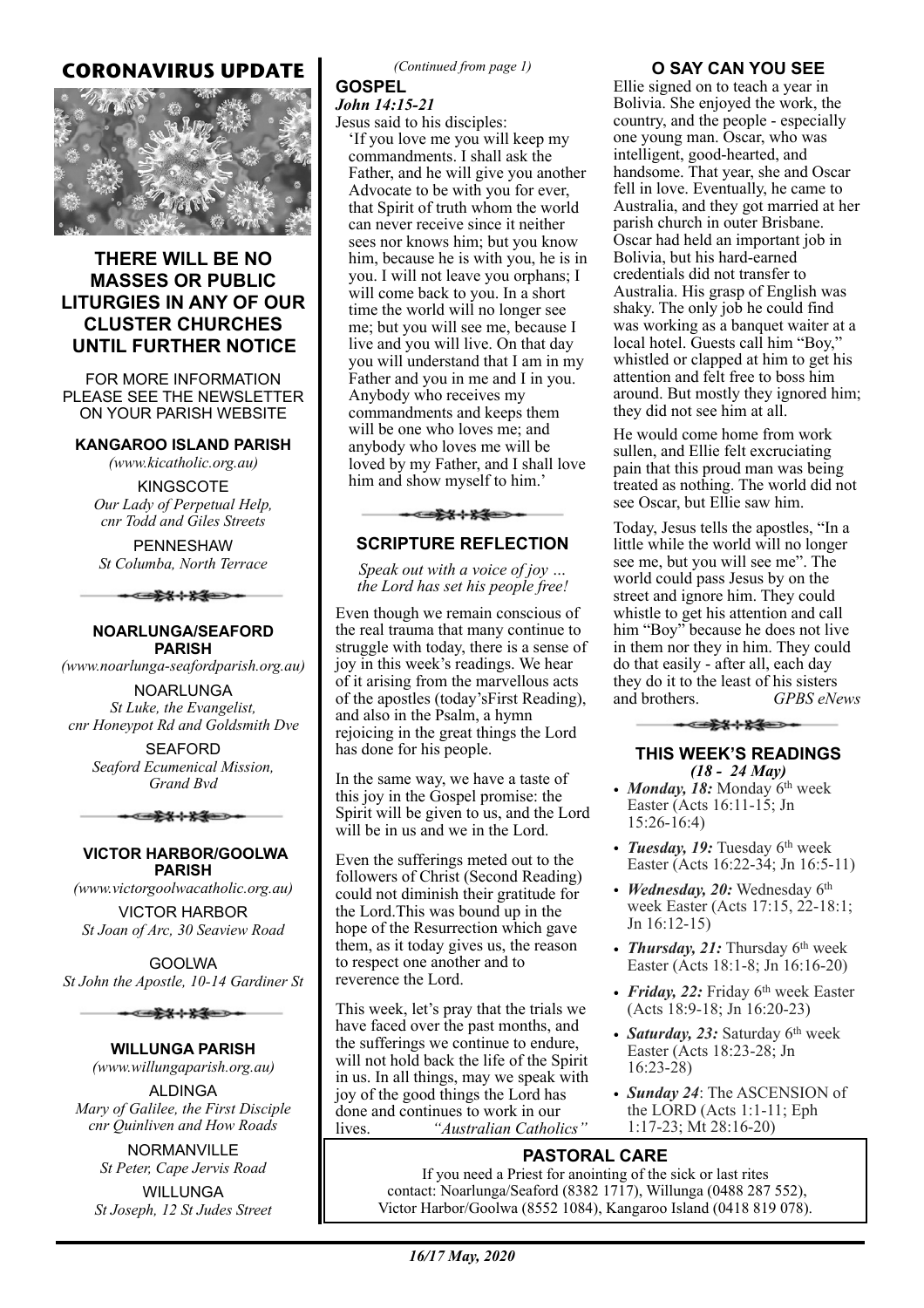# CORONAVIRUS UPDATE

## THERE WILL BE NO MASSES OR PUBLIC LITURGIES IN ANY OF OUR CLUSTER CHURCHES UNTIL FURTHER NOTICE

FOR MORE INFORMATION PLEASE SEE THE NEWSLETTER ON YOUR PARISH WEBSITE

### KANGAROO ISLAND PARISH

*(www.kicatholic.org.au)*

KINGSCOTE
*Our Lady of Perpetual Help, cnr Todd and Giles Streets*

PENNESHAW
*St Columba, North Terrace*

### NOARLUNGA/SEAFORD PARISH

*(www.noarlunga-seafordparish.org.au)*

NOARLUNGA
*St Luke, the Evangelist, cnr Honeypot Rd and Goldsmith Dve*

SEAFORD
*Seaford Ecumenical Mission, Grand Bvd*

### VICTOR HARBOR/GOOLWA PARISH

*(www.victorgoolwacatholic.org.au)*

VICTOR HARBOR
*St Joan of Arc, 30 Seaview Road*

GOOLWA
*St John the Apostle, 10-14 Gardiner St*

### WILLUNGA PARISH

*(www.willungaparish.org.au)*

ALDINGA
*Mary of Galilee, the First Disciple cnr Quinliven and How Roads*

NORMANVILLE
*St Peter, Cape Jervis Road*

WILLUNGA
*St Joseph, 12 St Judes Street*

*(Continued from page 1)*

### GOSPEL

*John 14:15-21*

Jesus said to his disciples:

'If you love me you will keep my commandments. I shall ask the Father, and he will give you another Advocate to be with you for ever, that Spirit of truth whom the world can never receive since it neither sees nor knows him; but you know him, because he is with you, he is in you. I will not leave you orphans; I will come back to you. In a short time the world will no longer see me; but you will see me, because I live and you will live. On that day you will understand that I am in my Father and you in me and I in you. Anybody who receives my commandments and keeps them will be one who loves me; and anybody who loves me will be loved by my Father, and I shall love him and show myself to him.'

### SCRIPTURE REFLECTION

*Speak out with a voice of joy … the Lord has set his people free!*

Even though we remain conscious of the real trauma that many continue to struggle with today, there is a sense of joy in this week's readings. We hear of it arising from the marvellous acts of the apostles (today'sFirst Reading), and also in the Psalm, a hymn rejoicing in the great things the Lord has done for his people.

In the same way, we have a taste of this joy in the Gospel promise: the Spirit will be given to us, and the Lord will be in us and we in the Lord.

Even the sufferings meted out to the followers of Christ (Second Reading) could not diminish their gratitude for the Lord.This was bound up in the hope of the Resurrection which gave them, as it today gives us, the reason to respect one another and to reverence the Lord.

This week, let's pray that the trials we have faced over the past months, and the sufferings we continue to endure, will not hold back the life of the Spirit in us. In all things, may we speak with joy of the good things the Lord has done and continues to work in our lives. *"Australian Catholics"*

### O SAY CAN YOU SEE

Ellie signed on to teach a year in Bolivia. She enjoyed the work, the country, and the people - especially one young man. Oscar, who was intelligent, good-hearted, and handsome. That year, she and Oscar fell in love. Eventually, he came to Australia, and they got married at her parish church in outer Brisbane. Oscar had held an important job in Bolivia, but his hard-earned credentials did not transfer to Australia. His grasp of English was shaky. The only job he could find was working as a banquet waiter at a local hotel. Guests call him "Boy," whistled or clapped at him to get his attention and felt free to boss him around. But mostly they ignored him; they did not see him at all.

He would come home from work sullen, and Ellie felt excruciating pain that this proud man was being treated as nothing. The world did not see Oscar, but Ellie saw him.

Today, Jesus tells the apostles, "In a little while the world will no longer see me, but you will see me". The world could pass Jesus by on the street and ignore him. They could whistle to get his attention and call him "Boy" because he does not live in them nor they in him. They could do that easily - after all, each day they do it to the least of his sisters and brothers. *GPBS eNews*

### THIS WEEK'S READINGS

*(18 - 24 May)*

- ***Monday, 18:*** Monday 6th week Easter (Acts 16:11-15; Jn 15:26-16:4)
- ***Tuesday, 19:*** Tuesday 6th week Easter (Acts 16:22-34; Jn 16:5-11)
- ***Wednesday, 20:*** Wednesday 6th week Easter (Acts 17:15, 22-18:1; Jn 16:12-15)
- ***Thursday, 21:*** Thursday 6th week Easter (Acts 18:1-8; Jn 16:16-20)
- ***Friday, 22:*** Friday 6th week Easter (Acts 18:9-18; Jn 16:20-23)
- ***Saturday, 23:*** Saturday 6th week Easter (Acts 18:23-28; Jn 16:23-28)
- ***Sunday 24***: The ASCENSION of the LORD (Acts 1:1-11; Eph 1:17-23; Mt 28:16-20)

### PASTORAL CARE

If you need a Priest for anointing of the sick or last rites contact: Noarlunga/Seaford (8382 1717), Willunga (0488 287 552), Victor Harbor/Goolwa (8552 1084), Kangaroo Island (0418 819 078).

*16/17 May, 2020*